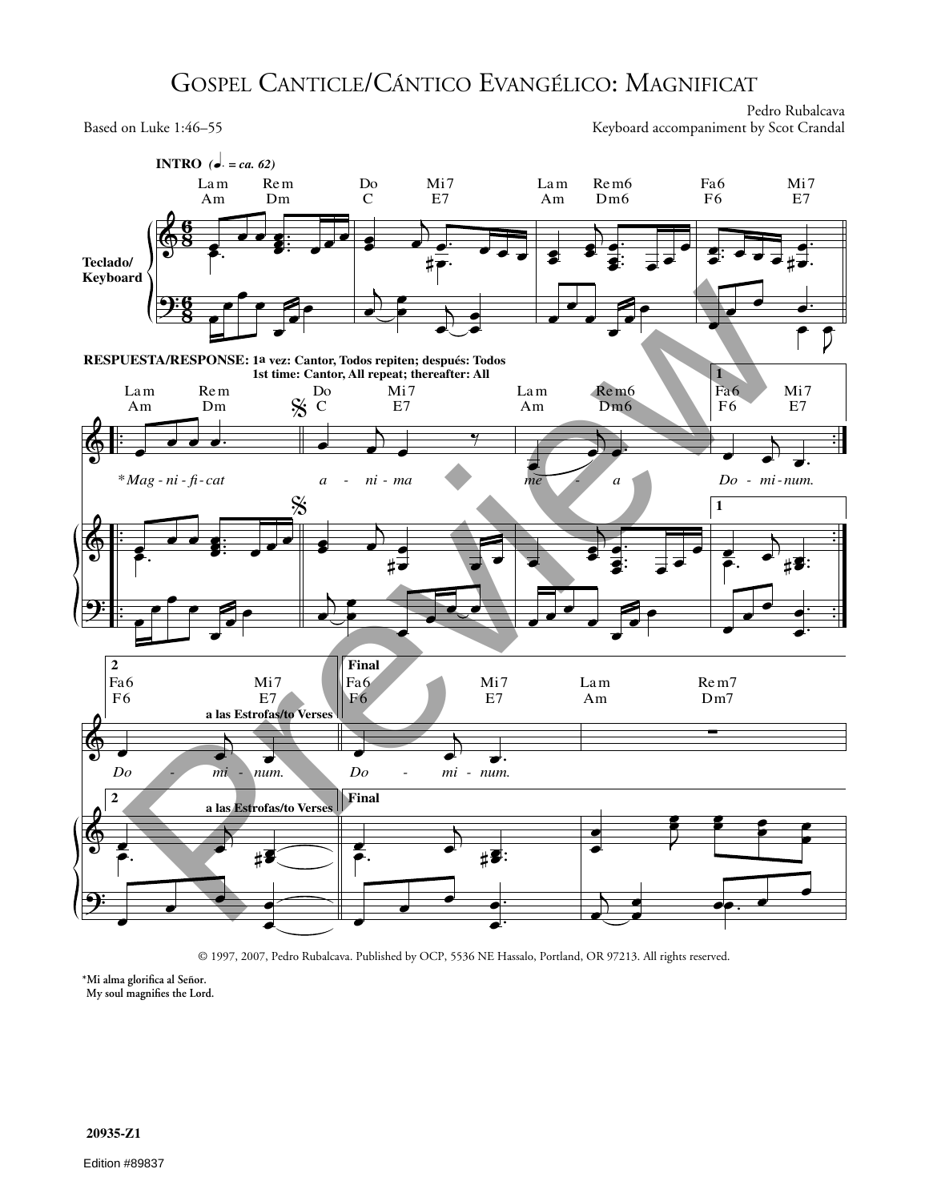# Gospel Canticle/Cántico Evangélico: Magnificat

Based on Luke 1:46–55

Pedro Rubalcava
Keyboard accompaniment by Scot Crandal

**INTRO** (♩. = ca. 62)

Lam Rem Do Mi7 Lam Rem6 Fa6 Mi7
Am Dm C E7 Am Dm6 F6 E7

Teclado/Keyboard

**RESPUESTA/RESPONSE: 1a vez: Cantor, Todos repiten; después: Todos**
**1st time: Cantor, All repeat; thereafter: All**

Lam Rem Do Mi7 Lam Rem6 Fa6 Mi7
Am Dm C E7 Am Dm6 F6 E7

*Mag - ni - fi - cat a - ni - ma me - a Do - mi - num.*

**2** Fa6 Mi7 **a las Estrofas/to Verses**
F6 E7

*Do - mi - num.*

**Final** Fa6 Mi7 Lam Rem7
F6 E7 Am Dm7

*Do - mi - num.*

© 1997, 2007, Pedro Rubalcava. Published by OCP, 5536 NE Hassalo, Portland, OR 97213. All rights reserved.

*Mi alma glorifica al Señor.
My soul magnifies the Lord.

20935-Z1

Edition #89837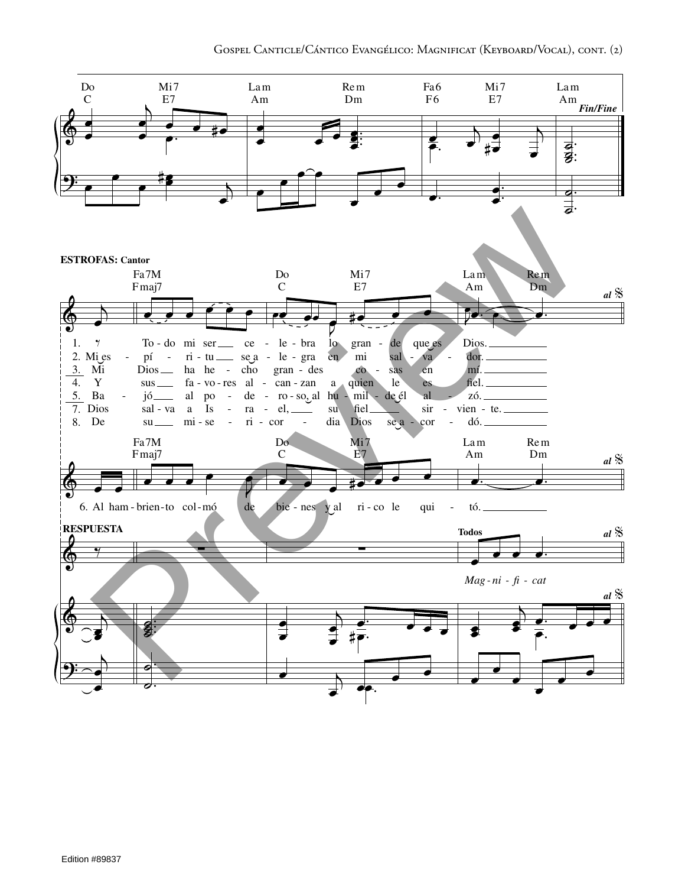Do C — Mi7 E7 — Lam Am — Rem Dm — Fa6 F6 — Mi7 E7 — Lam Am *Fin/Fine*

**ESTROFAS: Cantor**

Fa7M Fmaj7 — Do C — Mi7 E7 — Lam Am — Rem Dm *al* 𝄋

1. To - do mi ser ce - le - bra lo gran - de que es Dios.
2. Mi es - pí - ri - tu se a - le - gra en mi sal - va - dor.
3. Mi Dios ha he - cho gran - des co - sas en mí.
4. Y sus fa - vo - res al - can - zan a quien le es fiel.
5. Ba - jó al po - de - ro - so al hu - mil - de él al - zó.
7. Dios sal - va a Is - ra - el, su fiel sir - vien - te.
8. De su mi - se - ri - cor - dia Dios se a - cor - dó.

Fa7M Fmaj7 — Do C — Mi7 E7 — Lam Am — Rem Dm *al* 𝄋

6. Al ham - brien - to col - mó de bie - nes y al ri - co le qui - tó.

**RESPUESTA**

**Todos** *al* 𝄋

*Mag - ni - fi - cat*

Edition #89837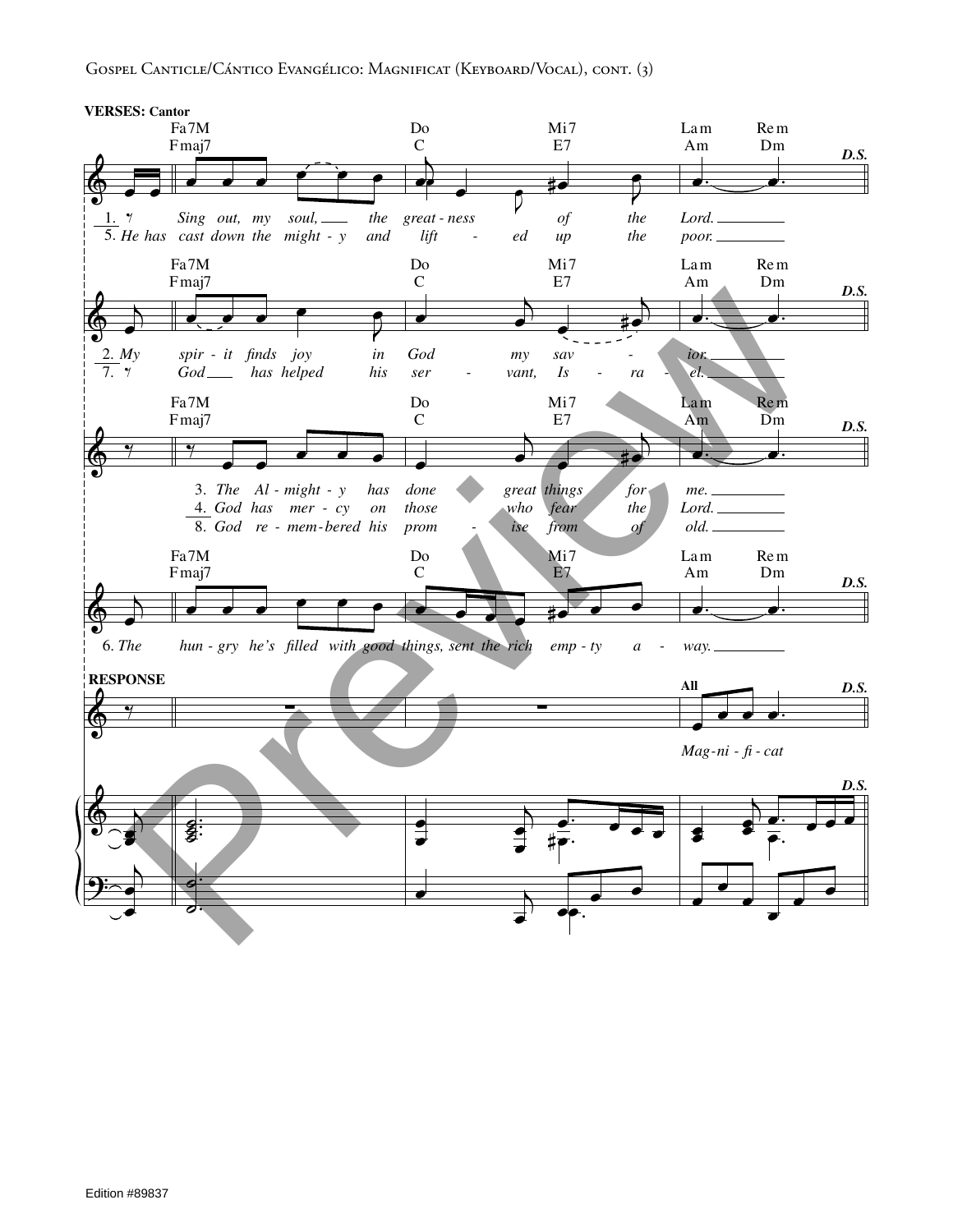**VERSES: Cantor**

Fa7M / Fmaj7 — Do / C — Mi7 / E7 — Lam / Am — Rem / Dm — *D.S.*

1. Sing out, my soul, the great-ness of the Lord.
5. He has cast down the might-y and lift-ed up the poor.

Fa7M / Fmaj7 — Do / C — Mi7 / E7 — Lam / Am — Rem / Dm — *D.S.*

2. My spir-it finds joy in God my sav-ior.
7. God has helped his ser-vant, Is-ra-el.

Fa7M / Fmaj7 — Do / C — Mi7 / E7 — Lam / Am — Rem / Dm — *D.S.*

3. The Al-might-y has done great things for me.
4. God has mer-cy on those who fear the Lord.
8. God re-mem-bered his prom-ise from of old.

Fa7M / Fmaj7 — Do / C — Mi7 / E7 — Lam / Am — Rem / Dm — *D.S.*

6. The hun-gry he's filled with good things, sent the rich emp-ty a-way.

**RESPONSE**

**All** — *D.S.*

Mag-ni-fi-cat

Edition #89837